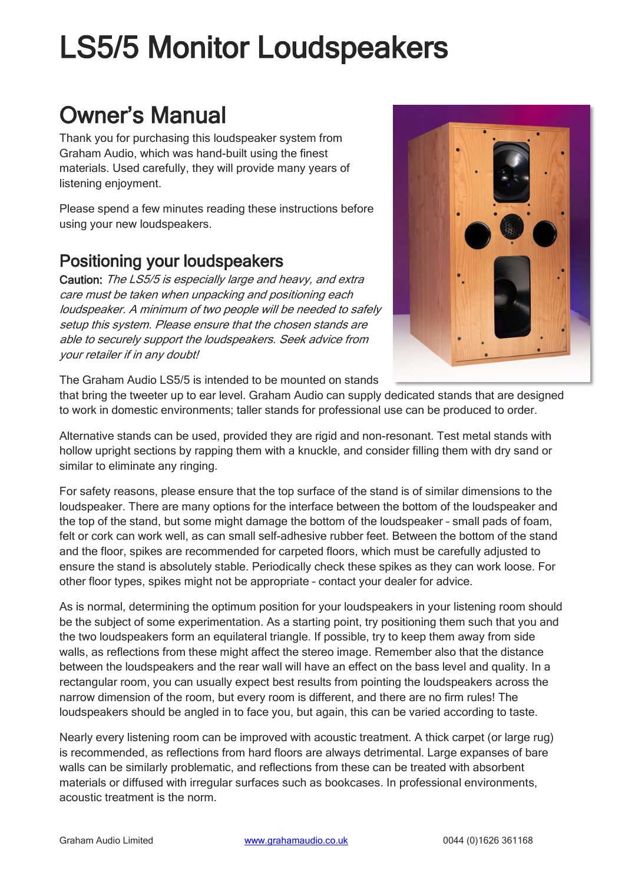# LS5/5 Monitor Loudspeakers

## Owner's Manual

Thank you for purchasing this loudspeaker system from Graham Audio, which was hand-built using the finest materials. Used carefully, they will provide many years of listening enjoyment.

Please spend a few minutes reading these instructions before using your new loudspeakers.

### Positioning your loudspeakers

**Caution:** *The LS5/5 is especially large and heavy, and extra care must be taken when unpacking and positioning each loudspeaker. A minimum of two people will be needed to safely setup this system. Please ensure that the chosen stands are able to securely support the loudspeakers. Seek advice from your retailer if in any doubt!*

The Graham Audio LS5/5 is intended to be mounted on stands that bring the tweeter up to ear level. Graham Audio can supply dedicated stands that are designed to work in domestic environments; taller stands for professional use can be produced to order.

Alternative stands can be used, provided they are rigid and non-resonant. Test metal stands with hollow upright sections by rapping them with a knuckle, and consider filling them with dry sand or similar to eliminate any ringing.

For safety reasons, please ensure that the top surface of the stand is of similar dimensions to the loudspeaker. There are many options for the interface between the bottom of the loudspeaker and the top of the stand, but some might damage the bottom of the loudspeaker – small pads of foam, felt or cork can work well, as can small self-adhesive rubber feet. Between the bottom of the stand and the floor, spikes are recommended for carpeted floors, which must be carefully adjusted to ensure the stand is absolutely stable. Periodically check these spikes as they can work loose. For other floor types, spikes might not be appropriate – contact your dealer for advice.

As is normal, determining the optimum position for your loudspeakers in your listening room should be the subject of some experimentation. As a starting point, try positioning them such that you and the two loudspeakers form an equilateral triangle. If possible, try to keep them away from side walls, as reflections from these might affect the stereo image. Remember also that the distance between the loudspeakers and the rear wall will have an effect on the bass level and quality. In a rectangular room, you can usually expect best results from pointing the loudspeakers across the narrow dimension of the room, but every room is different, and there are no firm rules! The loudspeakers should be angled in to face you, but again, this can be varied according to taste.

Nearly every listening room can be improved with acoustic treatment. A thick carpet (or large rug) is recommended, as reflections from hard floors are always detrimental. Large expanses of bare walls can be similarly problematic, and reflections from these can be treated with absorbent materials or diffused with irregular surfaces such as bookcases. In professional environments, acoustic treatment is the norm.

Graham Audio Limited www.grahamaudio.co.uk 0044 (0)1626 361168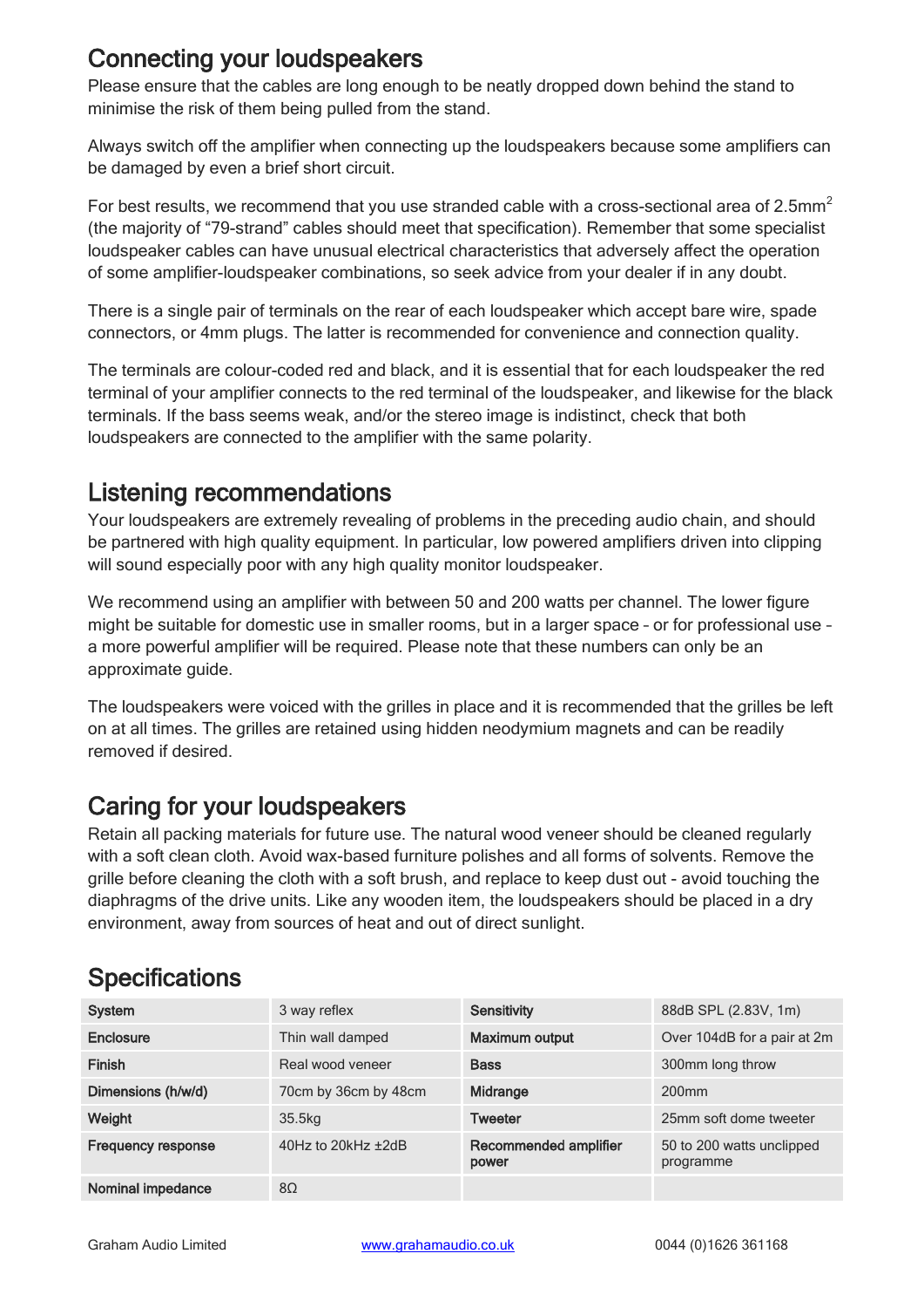## Connecting your loudspeakers

Please ensure that the cables are long enough to be neatly dropped down behind the stand to minimise the risk of them being pulled from the stand.

Always switch off the amplifier when connecting up the loudspeakers because some amplifiers can be damaged by even a brief short circuit.

For best results, we recommend that you use stranded cable with a cross-sectional area of 2.5mm$^2$ (the majority of "79-strand" cables should meet that specification). Remember that some specialist loudspeaker cables can have unusual electrical characteristics that adversely affect the operation of some amplifier-loudspeaker combinations, so seek advice from your dealer if in any doubt.

There is a single pair of terminals on the rear of each loudspeaker which accept bare wire, spade connectors, or 4mm plugs. The latter is recommended for convenience and connection quality.

The terminals are colour-coded red and black, and it is essential that for each loudspeaker the red terminal of your amplifier connects to the red terminal of the loudspeaker, and likewise for the black terminals. If the bass seems weak, and/or the stereo image is indistinct, check that both loudspeakers are connected to the amplifier with the same polarity.

## Listening recommendations

Your loudspeakers are extremely revealing of problems in the preceding audio chain, and should be partnered with high quality equipment. In particular, low powered amplifiers driven into clipping will sound especially poor with any high quality monitor loudspeaker.

We recommend using an amplifier with between 50 and 200 watts per channel. The lower figure might be suitable for domestic use in smaller rooms, but in a larger space – or for professional use – a more powerful amplifier will be required. Please note that these numbers can only be an approximate guide.

The loudspeakers were voiced with the grilles in place and it is recommended that the grilles be left on at all times. The grilles are retained using hidden neodymium magnets and can be readily removed if desired.

## Caring for your loudspeakers

Retain all packing materials for future use. The natural wood veneer should be cleaned regularly with a soft clean cloth. Avoid wax-based furniture polishes and all forms of solvents. Remove the grille before cleaning the cloth with a soft brush, and replace to keep dust out - avoid touching the diaphragms of the drive units. Like any wooden item, the loudspeakers should be placed in a dry environment, away from sources of heat and out of direct sunlight.

## Specifications

| | | | |
|---|---|---|---|
| **System** | 3 way reflex | **Sensitivity** | 88dB SPL (2.83V, 1m) |
| **Enclosure** | Thin wall damped | **Maximum output** | Over 104dB for a pair at 2m |
| **Finish** | Real wood veneer | **Bass** | 300mm long throw |
| **Dimensions (h/w/d)** | 70cm by 36cm by 48cm | **Midrange** | 200mm |
| **Weight** | 35.5kg | **Tweeter** | 25mm soft dome tweeter |
| **Frequency response** | 40Hz to 20kHz ±2dB | **Recommended amplifier power** | 50 to 200 watts unclipped programme |
| **Nominal impedance** | 8Ω | | |

Graham Audio Limited www.grahamaudio.co.uk 0044 (0)1626 361168